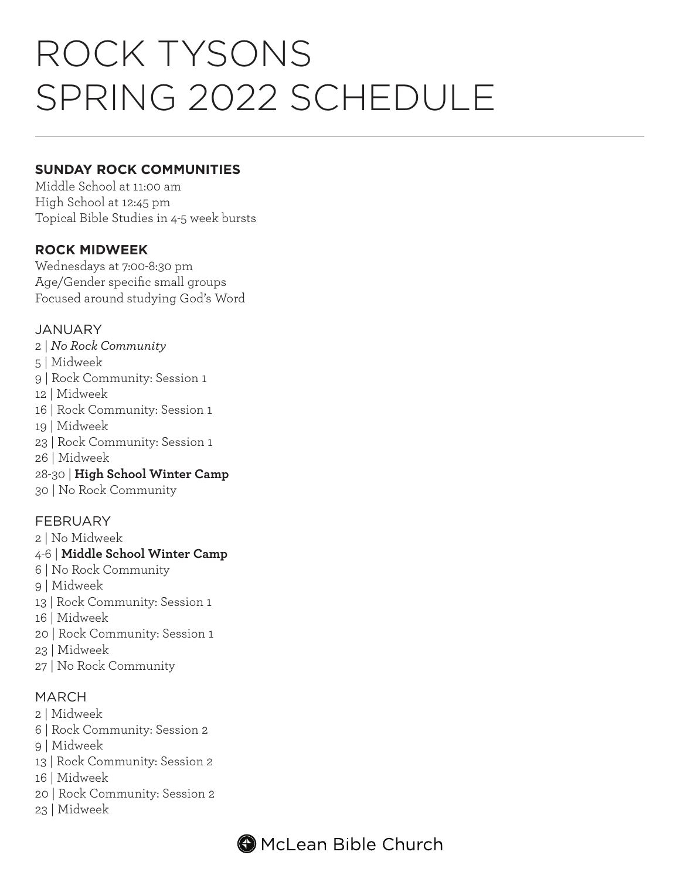# ROCK TYSONS SPRING 2022 SCHEDULE

**SUNDAY ROCK COMMUNITIES**
Middle School at 11:00 am
High School at 12:45 pm
Topical Bible Studies in 4-5 week bursts

**ROCK MIDWEEK**
Wednesdays at 7:00-8:30 pm
Age/Gender specific small groups
Focused around studying God's Word

JANUARY
2 | *No Rock Community*
5 | Midweek
9 | Rock Community: Session 1
12 | Midweek
16 | Rock Community: Session 1
19 | Midweek
23 | Rock Community: Session 1
26 | Midweek
28-30 | **High School Winter Camp**
30 | No Rock Community

FEBRUARY
2 | No Midweek
4-6 | **Middle School Winter Camp**
6 | No Rock Community
9 | Midweek
13 | Rock Community: Session 1
16 | Midweek
20 | Rock Community: Session 1
23 | Midweek
27 | No Rock Community

MARCH
2 | Midweek
6 | Rock Community: Session 2
9 | Midweek
13 | Rock Community: Session 2
16 | Midweek
20 | Rock Community: Session 2
23 | Midweek

McLean Bible Church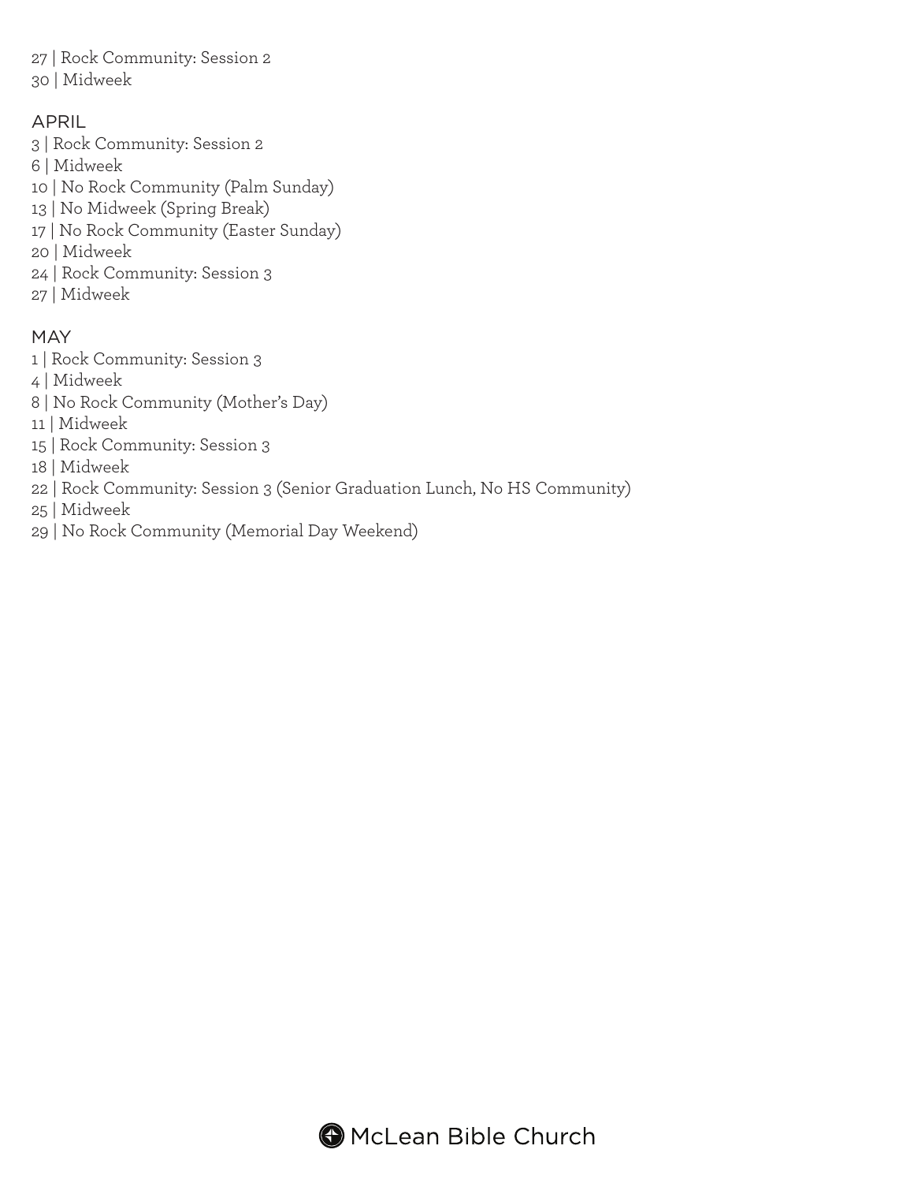27 | Rock Community: Session 2
30 | Midweek

## APRIL

3 | Rock Community: Session 2
6 | Midweek
10 | No Rock Community (Palm Sunday)
13 | No Midweek (Spring Break)
17 | No Rock Community (Easter Sunday)
20 | Midweek
24 | Rock Community: Session 3
27 | Midweek

## MAY

1 | Rock Community: Session 3
4 | Midweek
8 | No Rock Community (Mother's Day)
11 | Midweek
15 | Rock Community: Session 3
18 | Midweek
22 | Rock Community: Session 3 (Senior Graduation Lunch, No HS Community)
25 | Midweek
29 | No Rock Community (Memorial Day Weekend)

McLean Bible Church